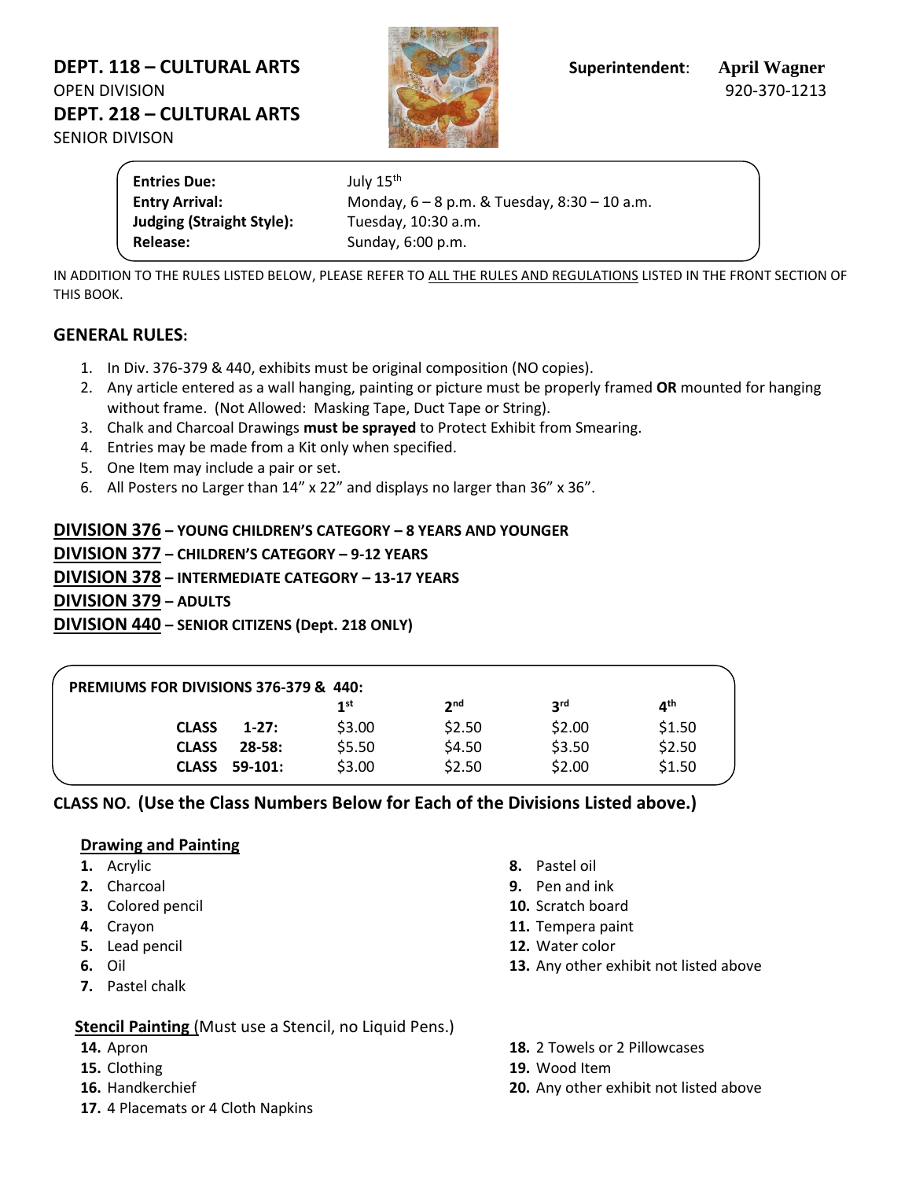## DEPT. 118 – CULTURAL ARTS
OPEN DIVISION

## DEPT. 218 – CULTURAL ARTS
SENIOR DIVISON

**Superintendent**: **April Wagner**
920-370-1213

| | |
|---|---|
| **Entries Due:** | July 15th |
| **Entry Arrival:** | Monday, 6 – 8 p.m. & Tuesday, 8:30 – 10 a.m. |
| **Judging (Straight Style):** | Tuesday, 10:30 a.m. |
| **Release:** | Sunday, 6:00 p.m. |

IN ADDITION TO THE RULES LISTED BELOW, PLEASE REFER TO ALL THE RULES AND REGULATIONS LISTED IN THE FRONT SECTION OF THIS BOOK.

### GENERAL RULES:

1. In Div. 376-379 & 440, exhibits must be original composition (NO copies).
2. Any article entered as a wall hanging, painting or picture must be properly framed **OR** mounted for hanging without frame. (Not Allowed: Masking Tape, Duct Tape or String).
3. Chalk and Charcoal Drawings **must be sprayed** to Protect Exhibit from Smearing.
4. Entries may be made from a Kit only when specified.
5. One Item may include a pair or set.
6. All Posters no Larger than 14" x 22" and displays no larger than 36" x 36".

**DIVISION 376 – YOUNG CHILDREN'S CATEGORY – 8 YEARS AND YOUNGER**
**DIVISION 377 – CHILDREN'S CATEGORY – 9-12 YEARS**
**DIVISION 378 – INTERMEDIATE CATEGORY – 13-17 YEARS**
**DIVISION 379 – ADULTS**
**DIVISION 440 – SENIOR CITIZENS (Dept. 218 ONLY)**

**PREMIUMS FOR DIVISIONS 376-379 & 440:**

| | 1st | 2nd | 3rd | 4th |
|---|---|---|---|---|
| **CLASS 1-27:** | $3.00 | $2.50 | $2.00 | $1.50 |
| **CLASS 28-58:** | $5.50 | $4.50 | $3.50 | $2.50 |
| **CLASS 59-101:** | $3.00 | $2.50 | $2.00 | $1.50 |

**CLASS NO. (Use the Class Numbers Below for Each of the Divisions Listed above.)**

**Drawing and Painting**

1. Acrylic
2. Charcoal
3. Colored pencil
4. Crayon
5. Lead pencil
6. Oil
7. Pastel chalk
8. Pastel oil
9. Pen and ink
10. Scratch board
11. Tempera paint
12. Water color
13. Any other exhibit not listed above

**Stencil Painting** (Must use a Stencil, no Liquid Pens.)

14. Apron
15. Clothing
16. Handkerchief
17. 4 Placemats or 4 Cloth Napkins
18. 2 Towels or 2 Pillowcases
19. Wood Item
20. Any other exhibit not listed above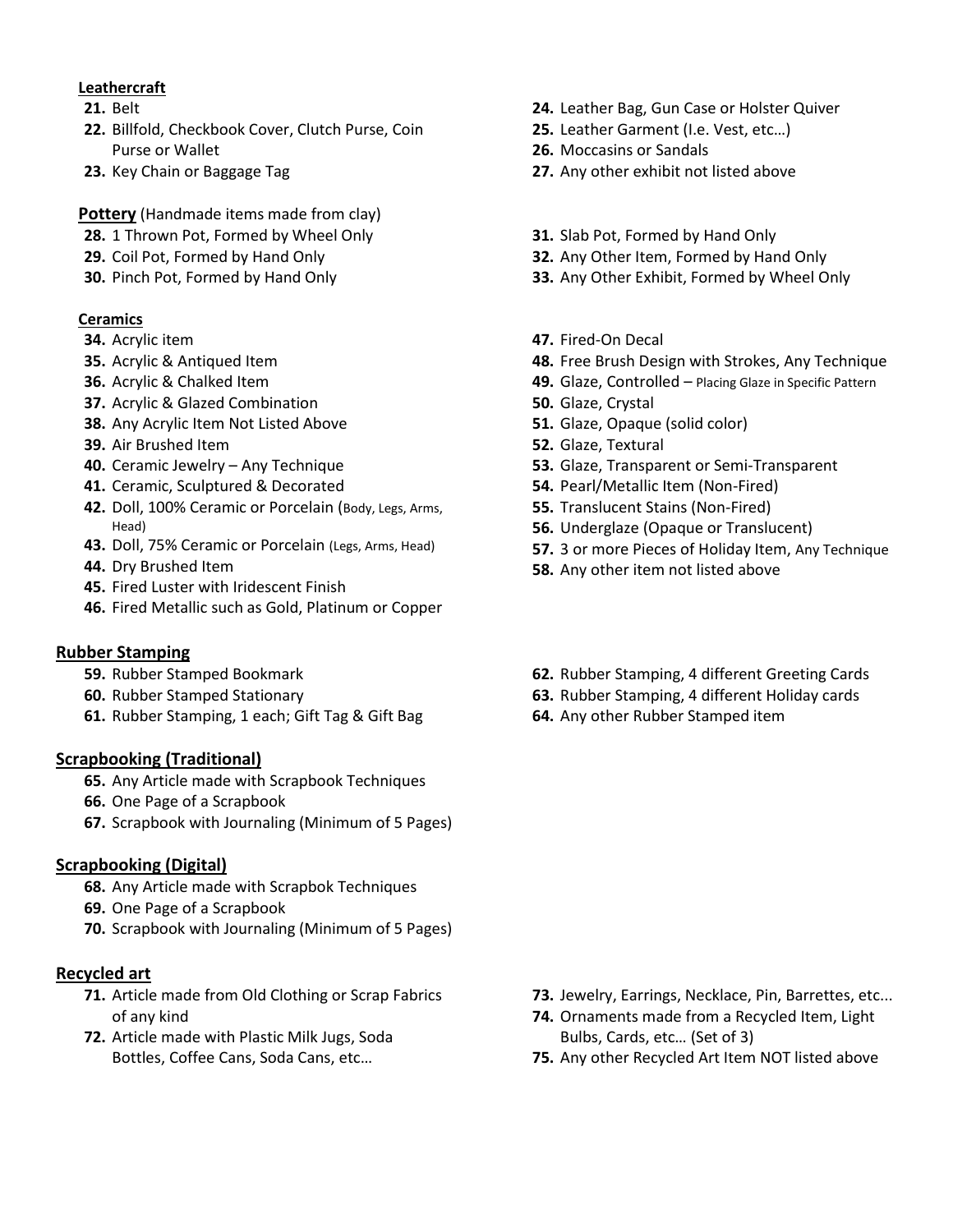**Leathercraft**

21. Belt
22. Billfold, Checkbook Cover, Clutch Purse, Coin Purse or Wallet
23. Key Chain or Baggage Tag
24. Leather Bag, Gun Case or Holster Quiver
25. Leather Garment (I.e. Vest, etc…)
26. Moccasins or Sandals
27. Any other exhibit not listed above

**Pottery** (Handmade items made from clay)

28. 1 Thrown Pot, Formed by Wheel Only
29. Coil Pot, Formed by Hand Only
30. Pinch Pot, Formed by Hand Only
31. Slab Pot, Formed by Hand Only
32. Any Other Item, Formed by Hand Only
33. Any Other Exhibit, Formed by Wheel Only

**Ceramics**

34. Acrylic item
35. Acrylic & Antiqued Item
36. Acrylic & Chalked Item
37. Acrylic & Glazed Combination
38. Any Acrylic Item Not Listed Above
39. Air Brushed Item
40. Ceramic Jewelry – Any Technique
41. Ceramic, Sculptured & Decorated
42. Doll, 100% Ceramic or Porcelain (Body, Legs, Arms, Head)
43. Doll, 75% Ceramic or Porcelain (Legs, Arms, Head)
44. Dry Brushed Item
45. Fired Luster with Iridescent Finish
46. Fired Metallic such as Gold, Platinum or Copper
47. Fired-On Decal
48. Free Brush Design with Strokes, Any Technique
49. Glaze, Controlled – Placing Glaze in Specific Pattern
50. Glaze, Crystal
51. Glaze, Opaque (solid color)
52. Glaze, Textural
53. Glaze, Transparent or Semi-Transparent
54. Pearl/Metallic Item (Non-Fired)
55. Translucent Stains (Non-Fired)
56. Underglaze (Opaque or Translucent)
57. 3 or more Pieces of Holiday Item, Any Technique
58. Any other item not listed above

## Rubber Stamping

59. Rubber Stamped Bookmark
60. Rubber Stamped Stationary
61. Rubber Stamping, 1 each; Gift Tag & Gift Bag
62. Rubber Stamping, 4 different Greeting Cards
63. Rubber Stamping, 4 different Holiday cards
64. Any other Rubber Stamped item

## Scrapbooking (Traditional)

65. Any Article made with Scrapbook Techniques
66. One Page of a Scrapbook
67. Scrapbook with Journaling (Minimum of 5 Pages)

## Scrapbooking (Digital)

68. Any Article made with Scrapbok Techniques
69. One Page of a Scrapbook
70. Scrapbook with Journaling (Minimum of 5 Pages)

## Recycled art

71. Article made from Old Clothing or Scrap Fabrics of any kind
72. Article made with Plastic Milk Jugs, Soda Bottles, Coffee Cans, Soda Cans, etc…
73. Jewelry, Earrings, Necklace, Pin, Barrettes, etc...
74. Ornaments made from a Recycled Item, Light Bulbs, Cards, etc… (Set of 3)
75. Any other Recycled Art Item NOT listed above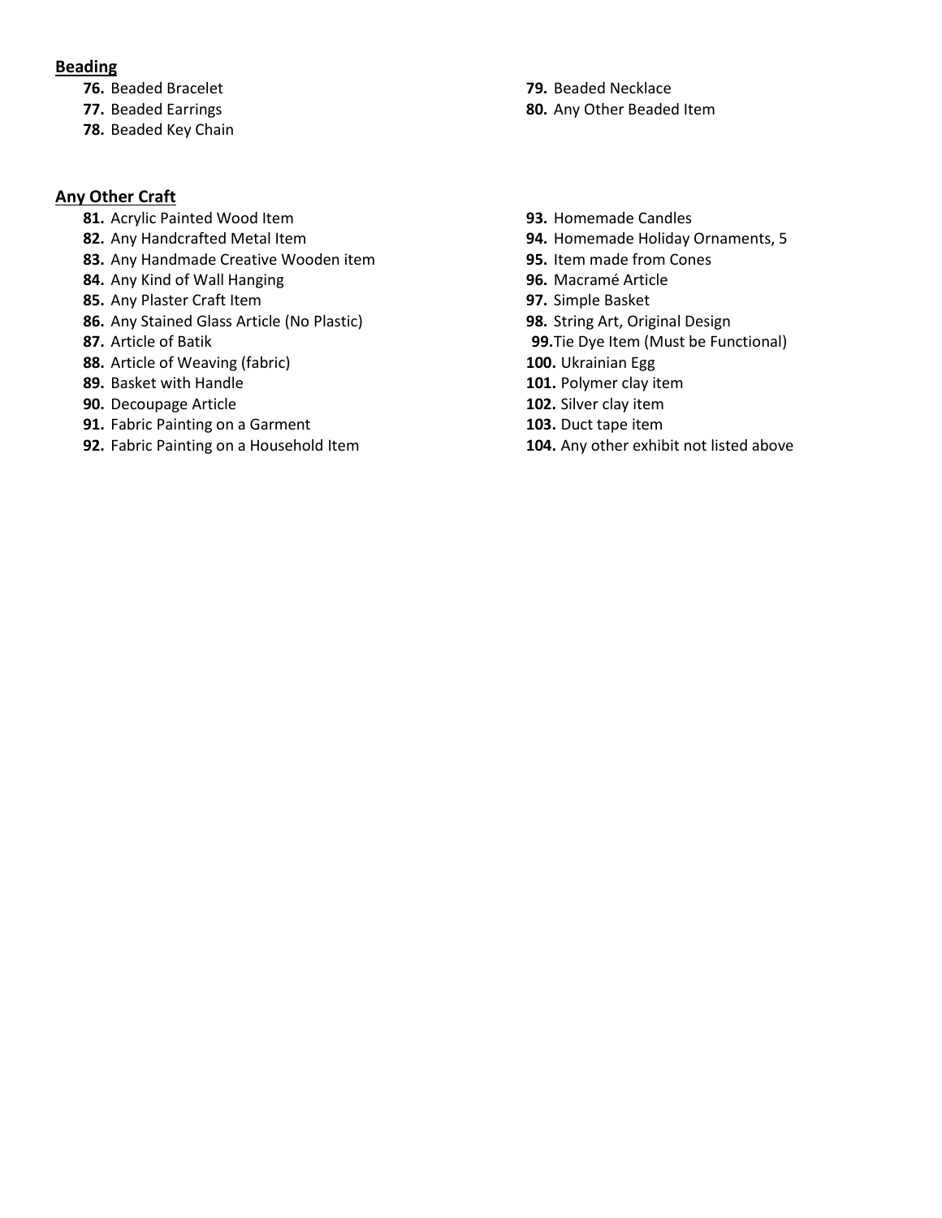**Beading**

- **76.** Beaded Bracelet
- **77.** Beaded Earrings
- **78.** Beaded Key Chain
- **79.** Beaded Necklace
- **80.** Any Other Beaded Item

**Any Other Craft**

- **81.** Acrylic Painted Wood Item
- **82.** Any Handcrafted Metal Item
- **83.** Any Handmade Creative Wooden item
- **84.** Any Kind of Wall Hanging
- **85.** Any Plaster Craft Item
- **86.** Any Stained Glass Article (No Plastic)
- **87.** Article of Batik
- **88.** Article of Weaving (fabric)
- **89.** Basket with Handle
- **90.** Decoupage Article
- **91.** Fabric Painting on a Garment
- **92.** Fabric Painting on a Household Item
- **93.** Homemade Candles
- **94.** Homemade Holiday Ornaments, 5
- **95.** Item made from Cones
- **96.** Macramé Article
- **97.** Simple Basket
- **98.** String Art, Original Design
- **99.** Tie Dye Item (Must be Functional)
- **100.** Ukrainian Egg
- **101.** Polymer clay item
- **102.** Silver clay item
- **103.** Duct tape item
- **104.** Any other exhibit not listed above